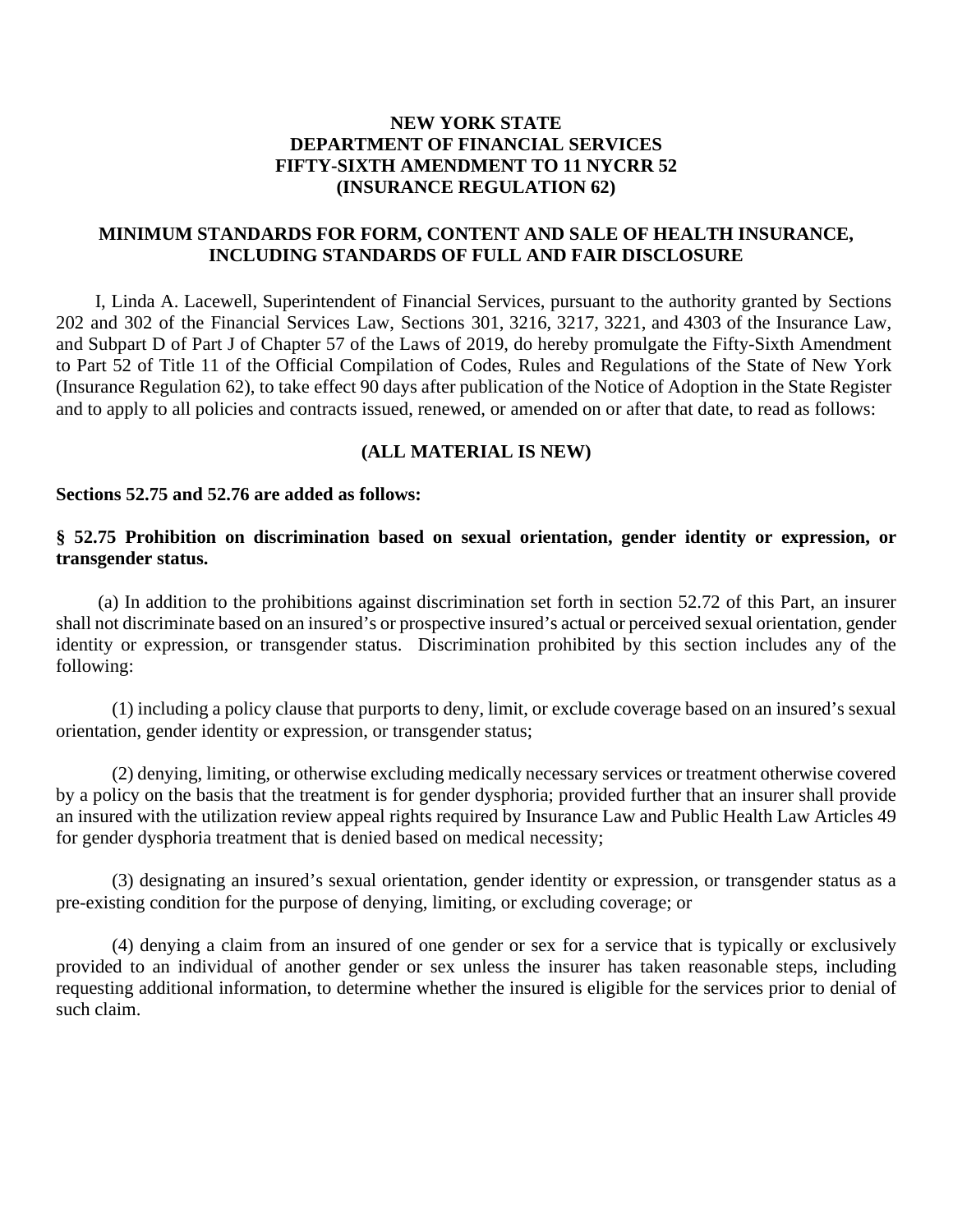# NEW YORK STATE
# DEPARTMENT OF FINANCIAL SERVICES
# FIFTY-SIXTH AMENDMENT TO 11 NYCRR 52
# (INSURANCE REGULATION 62)

## MINIMUM STANDARDS FOR FORM, CONTENT AND SALE OF HEALTH INSURANCE, INCLUDING STANDARDS OF FULL AND FAIR DISCLOSURE

I, Linda A. Lacewell, Superintendent of Financial Services, pursuant to the authority granted by Sections 202 and 302 of the Financial Services Law, Sections 301, 3216, 3217, 3221, and 4303 of the Insurance Law, and Subpart D of Part J of Chapter 57 of the Laws of 2019, do hereby promulgate the Fifty-Sixth Amendment to Part 52 of Title 11 of the Official Compilation of Codes, Rules and Regulations of the State of New York (Insurance Regulation 62), to take effect 90 days after publication of the Notice of Adoption in the State Register and to apply to all policies and contracts issued, renewed, or amended on or after that date, to read as follows:

**(ALL MATERIAL IS NEW)**

**Sections 52.75 and 52.76 are added as follows:**

**§ 52.75 Prohibition on discrimination based on sexual orientation, gender identity or expression, or transgender status.**

(a) In addition to the prohibitions against discrimination set forth in section 52.72 of this Part, an insurer shall not discriminate based on an insured's or prospective insured's actual or perceived sexual orientation, gender identity or expression, or transgender status. Discrimination prohibited by this section includes any of the following:

(1) including a policy clause that purports to deny, limit, or exclude coverage based on an insured's sexual orientation, gender identity or expression, or transgender status;

(2) denying, limiting, or otherwise excluding medically necessary services or treatment otherwise covered by a policy on the basis that the treatment is for gender dysphoria; provided further that an insurer shall provide an insured with the utilization review appeal rights required by Insurance Law and Public Health Law Articles 49 for gender dysphoria treatment that is denied based on medical necessity;

(3) designating an insured's sexual orientation, gender identity or expression, or transgender status as a pre-existing condition for the purpose of denying, limiting, or excluding coverage; or

(4) denying a claim from an insured of one gender or sex for a service that is typically or exclusively provided to an individual of another gender or sex unless the insurer has taken reasonable steps, including requesting additional information, to determine whether the insured is eligible for the services prior to denial of such claim.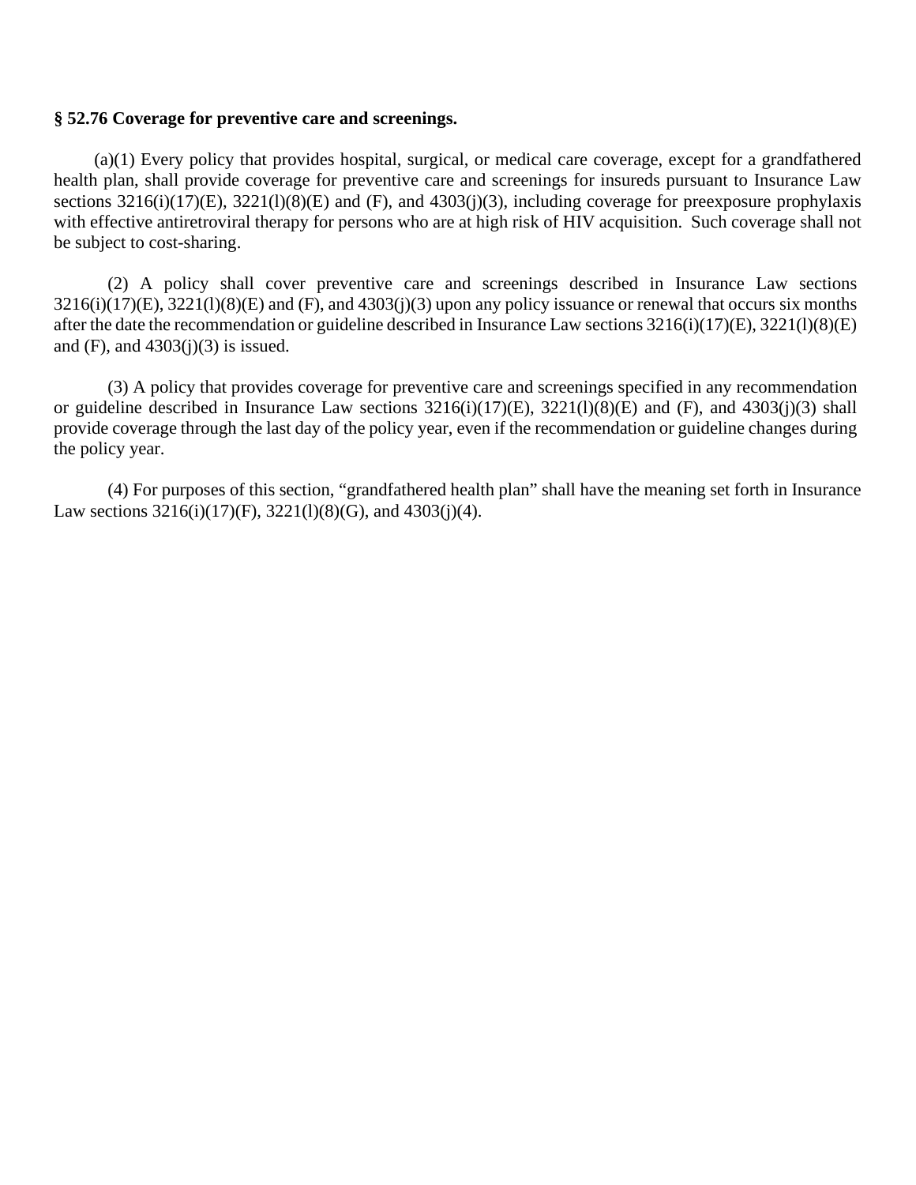**§ 52.76 Coverage for preventive care and screenings.**

(a)(1) Every policy that provides hospital, surgical, or medical care coverage, except for a grandfathered health plan, shall provide coverage for preventive care and screenings for insureds pursuant to Insurance Law sections 3216(i)(17)(E), 3221(l)(8)(E) and (F), and 4303(j)(3), including coverage for preexposure prophylaxis with effective antiretroviral therapy for persons who are at high risk of HIV acquisition. Such coverage shall not be subject to cost-sharing.

(2) A policy shall cover preventive care and screenings described in Insurance Law sections 3216(i)(17)(E), 3221(l)(8)(E) and (F), and 4303(j)(3) upon any policy issuance or renewal that occurs six months after the date the recommendation or guideline described in Insurance Law sections 3216(i)(17)(E), 3221(l)(8)(E) and (F), and 4303(j)(3) is issued.

(3) A policy that provides coverage for preventive care and screenings specified in any recommendation or guideline described in Insurance Law sections 3216(i)(17)(E), 3221(l)(8)(E) and (F), and 4303(j)(3) shall provide coverage through the last day of the policy year, even if the recommendation or guideline changes during the policy year.

(4) For purposes of this section, "grandfathered health plan" shall have the meaning set forth in Insurance Law sections 3216(i)(17)(F), 3221(l)(8)(G), and 4303(j)(4).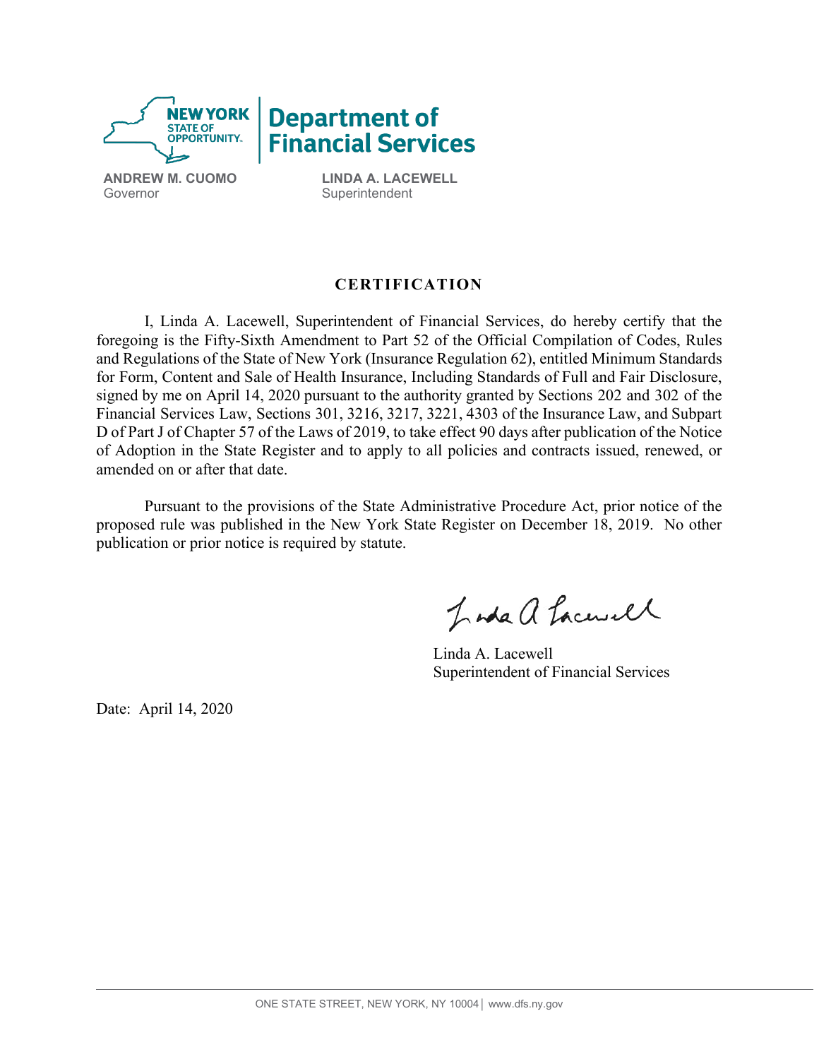NEW YORK STATE OF OPPORTUNITY. | Department of Financial Services

ANDREW M. CUOMO
Governor

LINDA A. LACEWELL
Superintendent

## CERTIFICATION

I, Linda A. Lacewell, Superintendent of Financial Services, do hereby certify that the foregoing is the Fifty-Sixth Amendment to Part 52 of the Official Compilation of Codes, Rules and Regulations of the State of New York (Insurance Regulation 62), entitled Minimum Standards for Form, Content and Sale of Health Insurance, Including Standards of Full and Fair Disclosure, signed by me on April 14, 2020 pursuant to the authority granted by Sections 202 and 302 of the Financial Services Law, Sections 301, 3216, 3217, 3221, 4303 of the Insurance Law, and Subpart D of Part J of Chapter 57 of the Laws of 2019, to take effect 90 days after publication of the Notice of Adoption in the State Register and to apply to all policies and contracts issued, renewed, or amended on or after that date.

Pursuant to the provisions of the State Administrative Procedure Act, prior notice of the proposed rule was published in the New York State Register on December 18, 2019. No other publication or prior notice is required by statute.

Linda A. Lacewell
Superintendent of Financial Services

Date: April 14, 2020

ONE STATE STREET, NEW YORK, NY 10004 | www.dfs.ny.gov